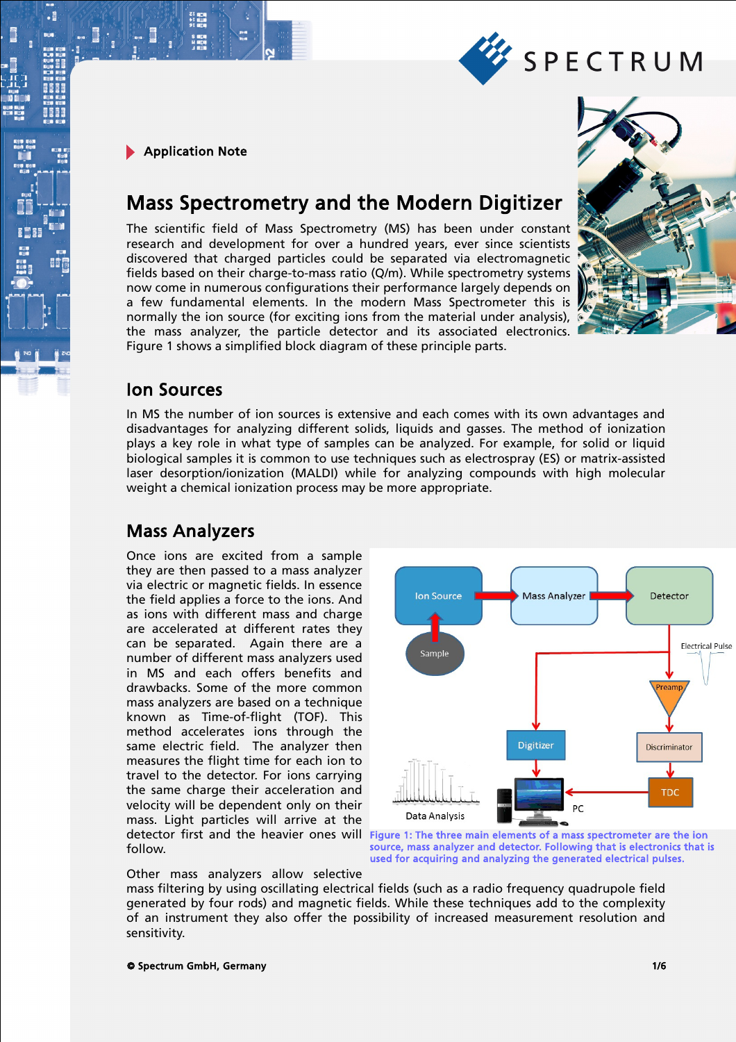Application Note

# Mass Spectrometry and the Modern Digitizer

The scientific field of Mass Spectrometry (MS) has been under constant research and development for over a hundred years, ever since scientists discovered that charged particles could be separated via electromagnetic fields based on their charge-to-mass ratio (Q/m). While spectrometry systems now come in numerous configurations their performance largely depends on a few fundamental elements. In the modern Mass Spectrometer this is normally the ion source (for exciting ions from the material under analysis), the mass analyzer, the particle detector and its associated electronics. Figure 1 shows a simplified block diagram of these principle parts.

## Ion Sources

In MS the number of ion sources is extensive and each comes with its own advantages and disadvantages for analyzing different solids, liquids and gasses. The method of ionization plays a key role in what type of samples can be analyzed. For example, for solid or liquid biological samples it is common to use techniques such as electrospray (ES) or matrix-assisted laser desorption/ionization (MALDI) while for analyzing compounds with high molecular weight a chemical ionization process may be more appropriate.

## Mass Analyzers

Once ions are excited from a sample they are then passed to a mass analyzer via electric or magnetic fields. In essence the field applies a force to the ions. And as ions with different mass and charge are accelerated at different rates they can be separated. Again there are a number of different mass analyzers used in MS and each offers benefits and drawbacks. Some of the more common mass analyzers are based on a technique known as Time-of-flight (TOF). This method accelerates ions through the same electric field. The analyzer then measures the flight time for each ion to travel to the detector. For ions carrying the same charge their acceleration and velocity will be dependent only on their mass. Light particles will arrive at the detector first and the heavier ones will follow.

Figure 1: The three main elements of a mass spectrometer are the ion source, mass analyzer and detector. Following that is electronics that is used for acquiring and analyzing the generated electrical pulses.

Other mass analyzers allow selective mass filtering by using oscillating electrical fields (such as a radio frequency quadrupole field generated by four rods) and magnetic fields. While these techniques add to the complexity of an instrument they also offer the possibility of increased measurement resolution and sensitivity.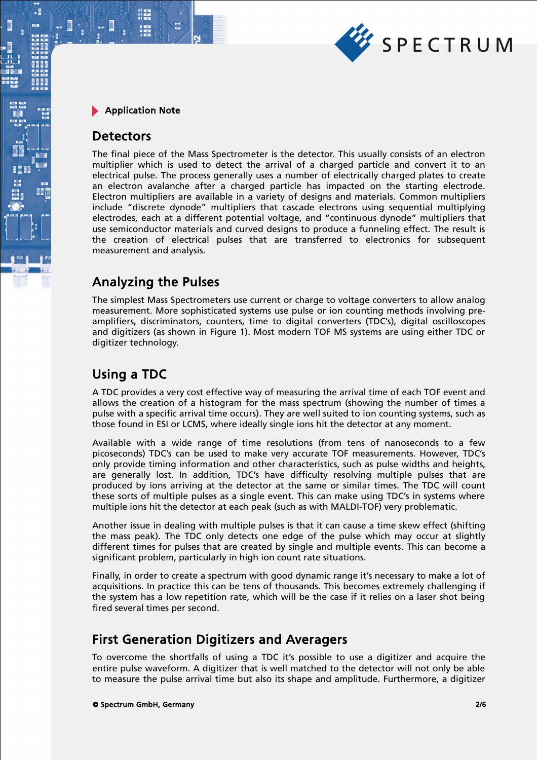Application Note

## Detectors

The final piece of the Mass Spectrometer is the detector. This usually consists of an electron multiplier which is used to detect the arrival of a charged particle and convert it to an electrical pulse. The process generally uses a number of electrically charged plates to create an electron avalanche after a charged particle has impacted on the starting electrode. Electron multipliers are available in a variety of designs and materials. Common multipliers include "discrete dynode" multipliers that cascade electrons using sequential multiplying electrodes, each at a different potential voltage, and "continuous dynode" multipliers that use semiconductor materials and curved designs to produce a funneling effect. The result is the creation of electrical pulses that are transferred to electronics for subsequent measurement and analysis.

## Analyzing the Pulses

The simplest Mass Spectrometers use current or charge to voltage converters to allow analog measurement. More sophisticated systems use pulse or ion counting methods involving pre-amplifiers, discriminators, counters, time to digital converters (TDC's), digital oscilloscopes and digitizers (as shown in Figure 1). Most modern TOF MS systems are using either TDC or digitizer technology.

## Using a TDC

A TDC provides a very cost effective way of measuring the arrival time of each TOF event and allows the creation of a histogram for the mass spectrum (showing the number of times a pulse with a specific arrival time occurs). They are well suited to ion counting systems, such as those found in ESI or LCMS, where ideally single ions hit the detector at any moment.

Available with a wide range of time resolutions (from tens of nanoseconds to a few picoseconds) TDC's can be used to make very accurate TOF measurements. However, TDC's only provide timing information and other characteristics, such as pulse widths and heights, are generally lost. In addition, TDC's have difficulty resolving multiple pulses that are produced by ions arriving at the detector at the same or similar times. The TDC will count these sorts of multiple pulses as a single event. This can make using TDC's in systems where multiple ions hit the detector at each peak (such as with MALDI-TOF) very problematic.

Another issue in dealing with multiple pulses is that it can cause a time skew effect (shifting the mass peak). The TDC only detects one edge of the pulse which may occur at slightly different times for pulses that are created by single and multiple events. This can become a significant problem, particularly in high ion count rate situations.

Finally, in order to create a spectrum with good dynamic range it's necessary to make a lot of acquisitions. In practice this can be tens of thousands. This becomes extremely challenging if the system has a low repetition rate, which will be the case if it relies on a laser shot being fired several times per second.

## First Generation Digitizers and Averagers

To overcome the shortfalls of using a TDC it's possible to use a digitizer and acquire the entire pulse waveform. A digitizer that is well matched to the detector will not only be able to measure the pulse arrival time but also its shape and amplitude. Furthermore, a digitizer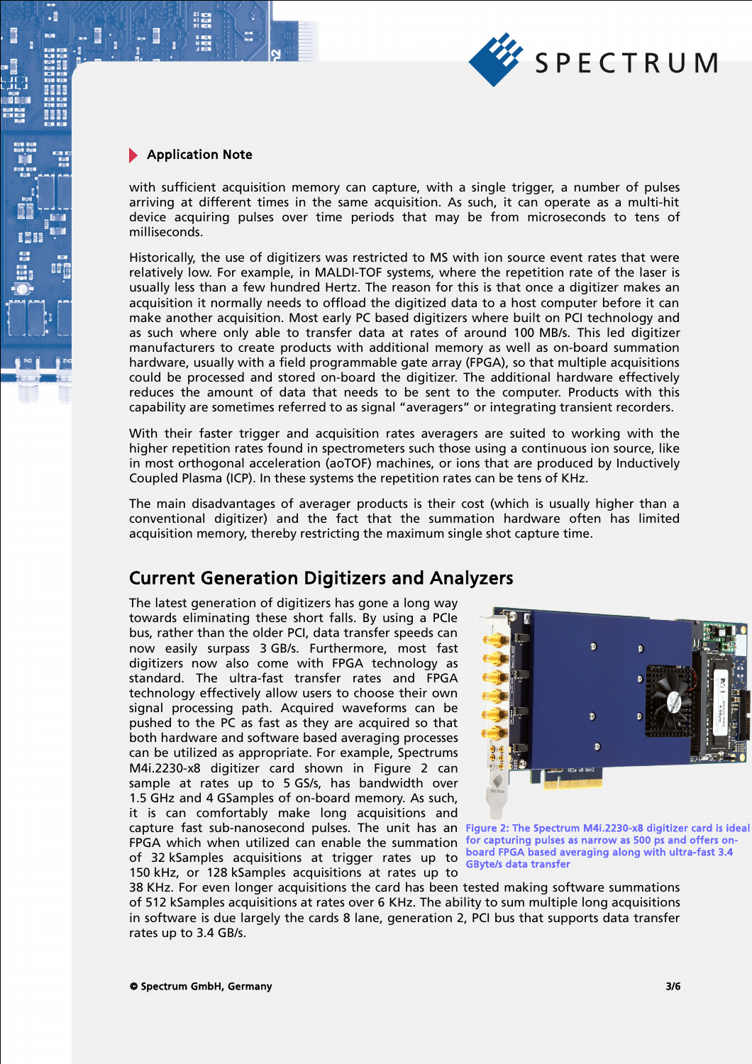with sufficient acquisition memory can capture, with a single trigger, a number of pulses arriving at different times in the same acquisition. As such, it can operate as a multi-hit device acquiring pulses over time periods that may be from microseconds to tens of milliseconds.

Historically, the use of digitizers was restricted to MS with ion source event rates that were relatively low. For example, in MALDI-TOF systems, where the repetition rate of the laser is usually less than a few hundred Hertz. The reason for this is that once a digitizer makes an acquisition it normally needs to offload the digitized data to a host computer before it can make another acquisition. Most early PC based digitizers where built on PCI technology and as such where only able to transfer data at rates of around 100 MB/s. This led digitizer manufacturers to create products with additional memory as well as on-board summation hardware, usually with a field programmable gate array (FPGA), so that multiple acquisitions could be processed and stored on-board the digitizer. The additional hardware effectively reduces the amount of data that needs to be sent to the computer. Products with this capability are sometimes referred to as signal "averagers" or integrating transient recorders.

With their faster trigger and acquisition rates averagers are suited to working with the higher repetition rates found in spectrometers such those using a continuous ion source, like in most orthogonal acceleration (aoTOF) machines, or ions that are produced by Inductively Coupled Plasma (ICP). In these systems the repetition rates can be tens of KHz.

The main disadvantages of averager products is their cost (which is usually higher than a conventional digitizer) and the fact that the summation hardware often has limited acquisition memory, thereby restricting the maximum single shot capture time.

## Current Generation Digitizers and Analyzers

The latest generation of digitizers has gone a long way towards eliminating these short falls. By using a PCIe bus, rather than the older PCI, data transfer speeds can now easily surpass 3 GB/s. Furthermore, most fast digitizers now also come with FPGA technology as standard. The ultra-fast transfer rates and FPGA technology effectively allow users to choose their own signal processing path. Acquired waveforms can be pushed to the PC as fast as they are acquired so that both hardware and software based averaging processes can be utilized as appropriate. For example, Spectrums M4i.2230-x8 digitizer card shown in Figure 2 can sample at rates up to 5 GS/s, has bandwidth over 1.5 GHz and 4 GSamples of on-board memory. As such, it is can comfortably make long acquisitions and capture fast sub-nanosecond pulses. The unit has an FPGA which when utilized can enable the summation of 32 kSamples acquisitions at trigger rates up to 150 kHz, or 128 kSamples acquisitions at rates up to 38 KHz. For even longer acquisitions the card has been tested making software summations of 512 kSamples acquisitions at rates over 6 KHz. The ability to sum multiple long acquisitions in software is due largely the cards 8 lane, generation 2, PCI bus that supports data transfer rates up to 3.4 GB/s.

Figure 2: The Spectrum M4i.2230-x8 digitizer card is ideal for capturing pulses as narrow as 500 ps and offers on-board FPGA based averaging along with ultra-fast 3.4 GByte/s data transfer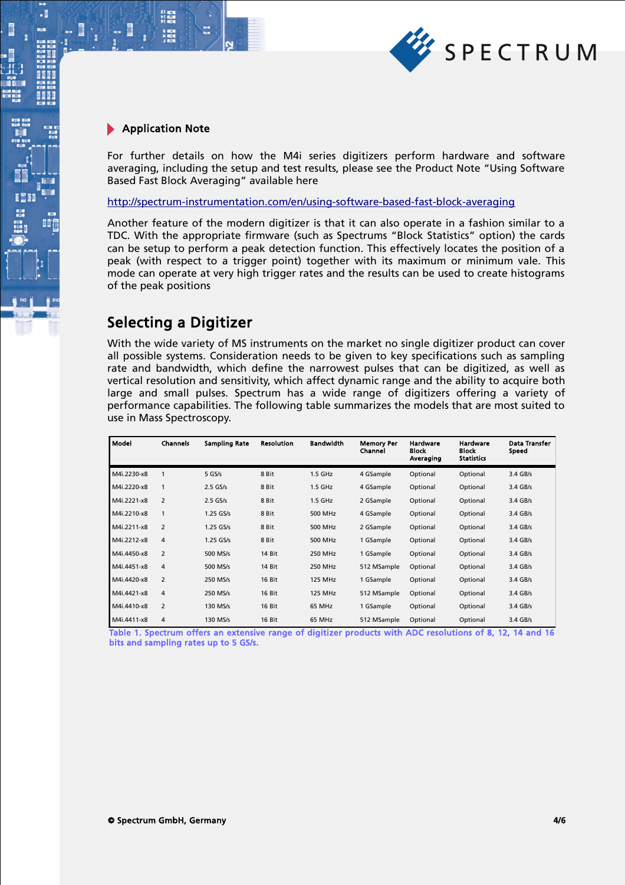## Application Note

For further details on how the M4i series digitizers perform hardware and software averaging, including the setup and test results, please see the Product Note "Using Software Based Fast Block Averaging" available here

http://spectrum-instrumentation.com/en/using-software-based-fast-block-averaging

Another feature of the modern digitizer is that it can also operate in a fashion similar to a TDC. With the appropriate firmware (such as Spectrums "Block Statistics" option) the cards can be setup to perform a peak detection function. This effectively locates the position of a peak (with respect to a trigger point) together with its maximum or minimum vale. This mode can operate at very high trigger rates and the results can be used to create histograms of the peak positions

## Selecting a Digitizer

With the wide variety of MS instruments on the market no single digitizer product can cover all possible systems. Consideration needs to be given to key specifications such as sampling rate and bandwidth, which define the narrowest pulses that can be digitized, as well as vertical resolution and sensitivity, which affect dynamic range and the ability to acquire both large and small pulses. Spectrum has a wide range of digitizers offering a variety of performance capabilities. The following table summarizes the models that are most suited to use in Mass Spectroscopy.

| Model | Channels | Sampling Rate | Resolution | Bandwidth | Memory Per Channel | Hardware Block Averaging | Hardware Block Statistics | Data Transfer Speed |
|---|---|---|---|---|---|---|---|---|
| M4i.2230-x8 | 1 | 5 GS/s | 8 Bit | 1.5 GHz | 4 GSample | Optional | Optional | 3.4 GB/s |
| M4i.2220-x8 | 1 | 2.5 GS/s | 8 Bit | 1.5 GHz | 4 GSample | Optional | Optional | 3.4 GB/s |
| M4i.2221-x8 | 2 | 2.5 GS/s | 8 Bit | 1.5 GHz | 2 GSample | Optional | Optional | 3.4 GB/s |
| M4i.2210-x8 | 1 | 1.25 GS/s | 8 Bit | 500 MHz | 4 GSample | Optional | Optional | 3.4 GB/s |
| M4i.2211-x8 | 2 | 1.25 GS/s | 8 Bit | 500 MHz | 2 GSample | Optional | Optional | 3.4 GB/s |
| M4i.2212-x8 | 4 | 1.25 GS/s | 8 Bit | 500 MHz | 1 GSample | Optional | Optional | 3.4 GB/s |
| M4i.4450-x8 | 2 | 500 MS/s | 14 Bit | 250 MHz | 1 GSample | Optional | Optional | 3.4 GB/s |
| M4i.4451-x8 | 4 | 500 MS/s | 14 Bit | 250 MHz | 512 MSample | Optional | Optional | 3.4 GB/s |
| M4i.4420-x8 | 2 | 250 MS/s | 16 Bit | 125 MHz | 1 GSample | Optional | Optional | 3.4 GB/s |
| M4i.4421-x8 | 4 | 250 MS/s | 16 Bit | 125 MHz | 512 MSample | Optional | Optional | 3.4 GB/s |
| M4i.4410-x8 | 2 | 130 MS/s | 16 Bit | 65 MHz | 1 GSample | Optional | Optional | 3.4 GB/s |
| M4i.4411-x8 | 4 | 130 MS/s | 16 Bit | 65 MHz | 512 MSample | Optional | Optional | 3.4 GB/s |

Table 1. Spectrum offers an extensive range of digitizer products with ADC resolutions of 8, 12, 14 and 16 bits and sampling rates up to 5 GS/s.

© Spectrum GmbH, Germany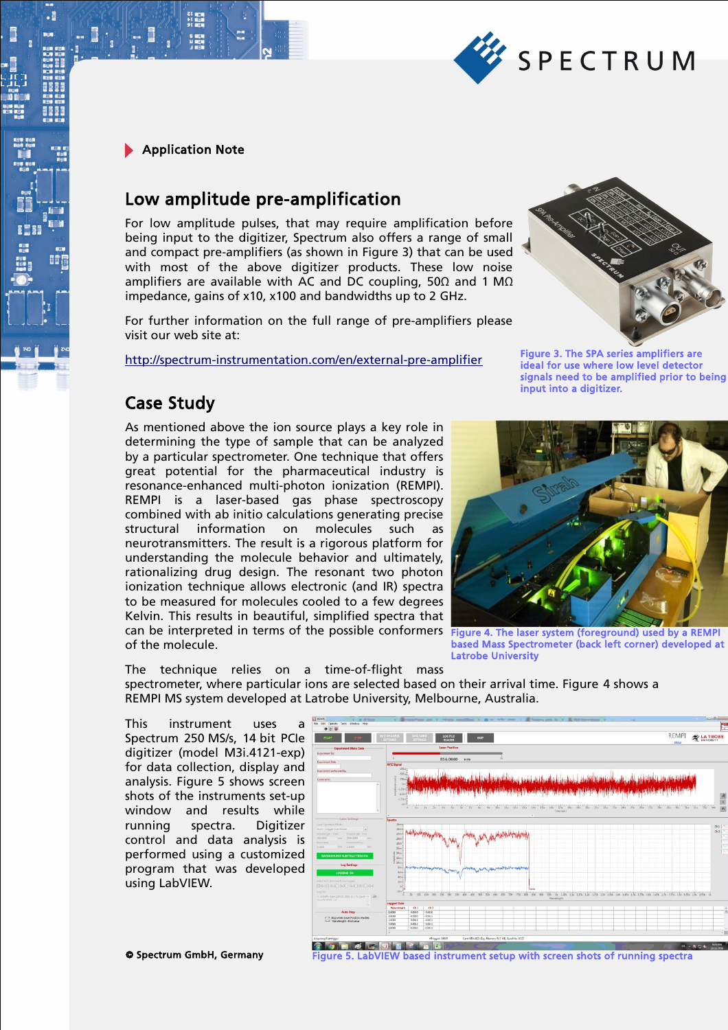## Application Note

## Low amplitude pre-amplification

For low amplitude pulses, that may require amplification before being input to the digitizer, Spectrum also offers a range of small and compact pre-amplifiers (as shown in Figure 3) that can be used with most of the above digitizer products. These low noise amplifiers are available with AC and DC coupling, 50Ω and 1 MΩ impedance, gains of x10, x100 and bandwidths up to 2 GHz.

For further information on the full range of pre-amplifiers please visit our web site at:

http://spectrum-instrumentation.com/en/external-pre-amplifier

Figure 3. The SPA series amplifiers are ideal for use where low level detector signals need to be amplified prior to being input into a digitizer.

## Case Study

As mentioned above the ion source plays a key role in determining the type of sample that can be analyzed by a particular spectrometer. One technique that offers great potential for the pharmaceutical industry is resonance-enhanced multi-photon ionization (REMPI). REMPI is a laser-based gas phase spectroscopy combined with ab initio calculations generating precise structural information on molecules such as neurotransmitters. The result is a rigorous platform for understanding the molecule behavior and ultimately, rationalizing drug design. The resonant two photon ionization technique allows electronic (and IR) spectra to be measured for molecules cooled to a few degrees Kelvin. This results in beautiful, simplified spectra that can be interpreted in terms of the possible conformers of the molecule.

Figure 4. The laser system (foreground) used by a REMPI based Mass Spectrometer (back left corner) developed at Latrobe University

The technique relies on a time-of-flight mass spectrometer, where particular ions are selected based on their arrival time. Figure 4 shows a REMPI MS system developed at Latrobe University, Melbourne, Australia.

This instrument uses a Spectrum 250 MS/s, 14 bit PCIe digitizer (model M3i.4121-exp) for data collection, display and analysis. Figure 5 shows screen shots of the instruments set-up window and results while running spectra. Digitizer control and data analysis is performed using a customized program that was developed using LabVIEW.

Figure 5. LabVIEW based instrument setup with screen shots of running spectra

© Spectrum GmbH, Germany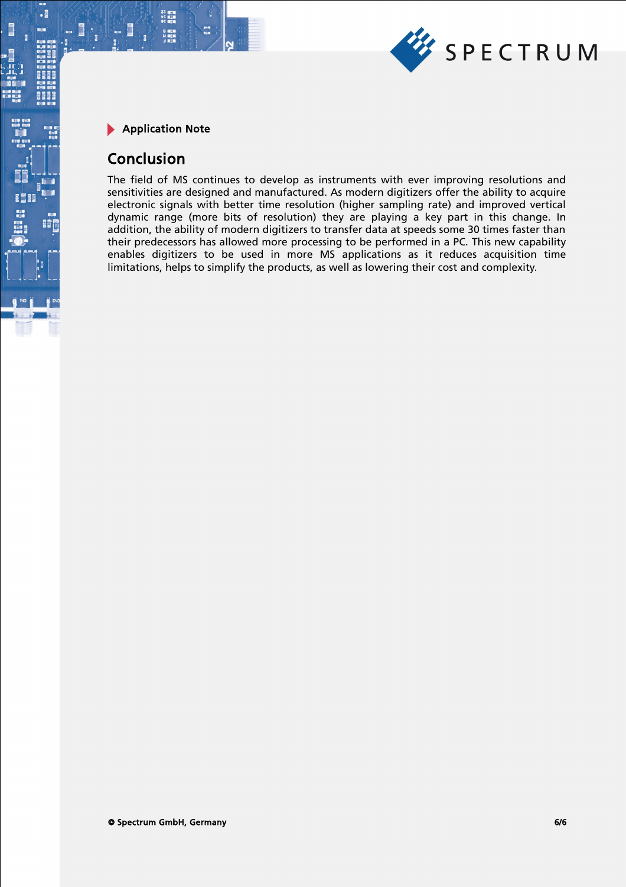## Conclusion

The field of MS continues to develop as instruments with ever improving resolutions and sensitivities are designed and manufactured. As modern digitizers offer the ability to acquire electronic signals with better time resolution (higher sampling rate) and improved vertical dynamic range (more bits of resolution) they are playing a key part in this change. In addition, the ability of modern digitizers to transfer data at speeds some 30 times faster than their predecessors has allowed more processing to be performed in a PC. This new capability enables digitizers to be used in more MS applications as it reduces acquisition time limitations, helps to simplify the products, as well as lowering their cost and complexity.